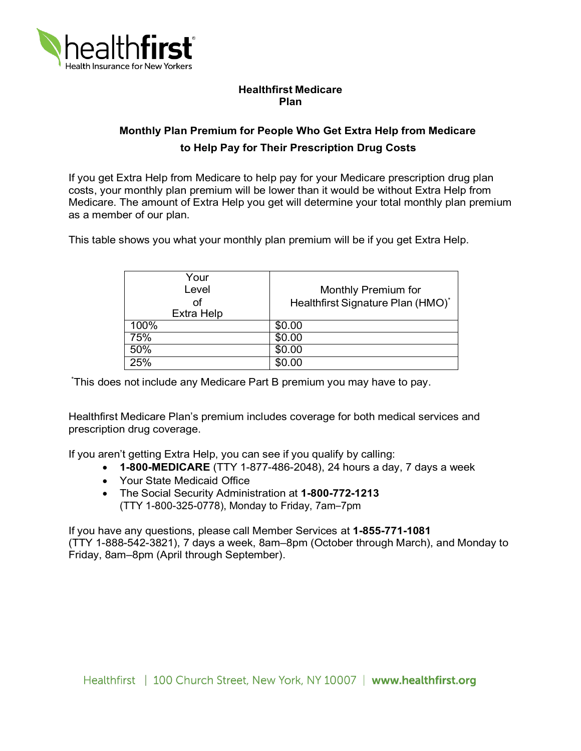healthfirst
Health Insurance for New Yorkers

## Healthfirst Medicare Plan

### Monthly Plan Premium for People Who Get Extra Help from Medicare to Help Pay for Their Prescription Drug Costs

If you get Extra Help from Medicare to help pay for your Medicare prescription drug plan costs, your monthly plan premium will be lower than it would be without Extra Help from Medicare. The amount of Extra Help you get will determine your total monthly plan premium as a member of our plan.

This table shows you what your monthly plan premium will be if you get Extra Help.

| Your Level of Extra Help | Monthly Premium for Healthfirst Signature Plan (HMO)* |
| --- | --- |
| 100% | $0.00 |
| 75% | $0.00 |
| 50% | $0.00 |
| 25% | $0.00 |

*This does not include any Medicare Part B premium you may have to pay.

Healthfirst Medicare Plan's premium includes coverage for both medical services and prescription drug coverage.

If you aren't getting Extra Help, you can see if you qualify by calling:

- **1-800-MEDICARE** (TTY 1-877-486-2048), 24 hours a day, 7 days a week
- Your State Medicaid Office
- The Social Security Administration at **1-800-772-1213** (TTY 1-800-325-0778), Monday to Friday, 7am–7pm

If you have any questions, please call Member Services at **1-855-771-1081** (TTY 1-888-542-3821), 7 days a week, 8am–8pm (October through March), and Monday to Friday, 8am–8pm (April through September).

Healthfirst | 100 Church Street, New York, NY 10007 | **www.healthfirst.org**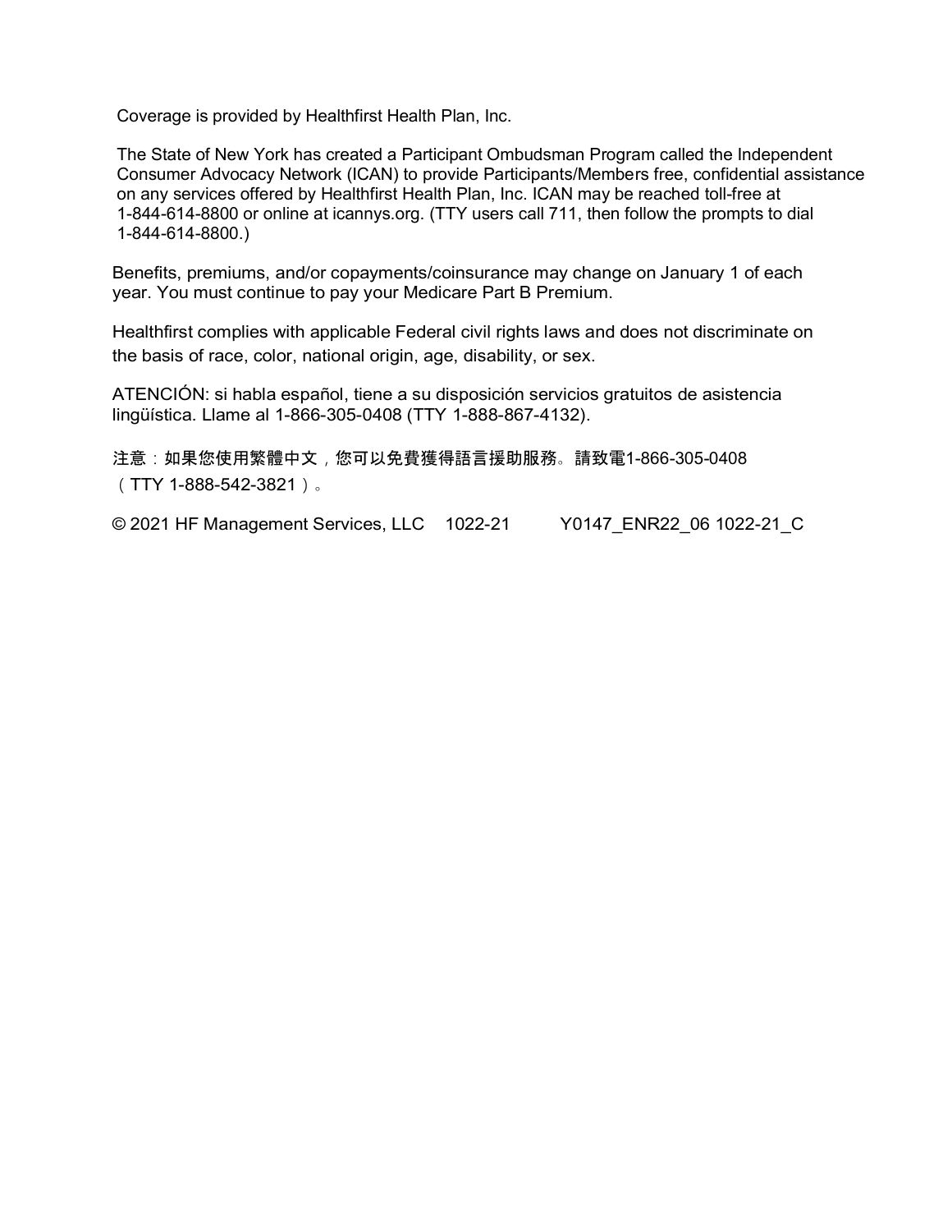Coverage is provided by Healthfirst Health Plan, Inc.

The State of New York has created a Participant Ombudsman Program called the Independent Consumer Advocacy Network (ICAN) to provide Participants/Members free, confidential assistance on any services offered by Healthfirst Health Plan, Inc. ICAN may be reached toll-free at 1-844-614-8800 or online at icannys.org. (TTY users call 711, then follow the prompts to dial 1-844-614-8800.)

Benefits, premiums, and/or copayments/coinsurance may change on January 1 of each year. You must continue to pay your Medicare Part B Premium.

Healthfirst complies with applicable Federal civil rights laws and does not discriminate on the basis of race, color, national origin, age, disability, or sex.

ATENCIÓN: si habla español, tiene a su disposición servicios gratuitos de asistencia lingüística. Llame al 1-866-305-0408 (TTY 1-888-867-4132).

注意：如果您使用繁體中文，您可以免費獲得語言援助服務。請致電1-866-305-0408（TTY 1-888-542-3821）。

© 2021 HF Management Services, LLC 1022-21 Y0147_ENR22_06 1022-21_C